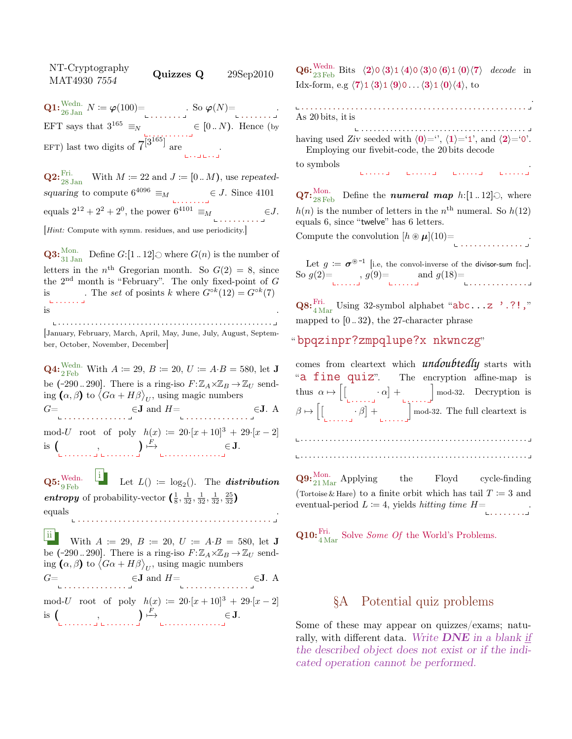NT-Cryptography MAT4930 *7554* **Quizzes Q** 29Sep2010

**Q1:** Wedn. 26 Jan $N := \varphi(100) =$ ________. So $\varphi(N) =$ ________. EFT says that $3^{165} \equiv_N$ ________ $\in [0..N)$. Hence (by EFT) last two digits of $7^{[3^{165}]}$ are ____.

**Q2:** Fri. 28 Jan With $M := 22$ and $J := [0..M)$, use *repeated-squaring* to compute $6^{4096} \equiv_M$ ________ $\in J$. Since 4101 equals $2^{12} + 2^2 + 2^0$, the power $6^{4101} \equiv_M$ ________ $\in J$.

[*Hint:* Compute with symm. residues, and use periodicity.]

**Q3:** Mon. 31 Jan Define $G: [1..12] \circlearrowleft$ where $G(n)$ is the number of letters in the $n^{\text{th}}$ Gregorian month. So $G(2) = 8$, since the $2^{\text{nd}}$ month is "February". The only fixed-point of $G$ is ________. The *set* of posints $k$ where $G^{\circ k}(12) = G^{\circ k}(7)$ is ________________________________.

[January, February, March, April, May, June, July, August, September, October, November, December]

**Q4:** Wedn. 2 Feb With $A := 29$, $B := 20$, $U := A \cdot B = 580$, let $\mathbf{J}$ be $(-290..290]$. There is a ring-iso $F: \mathbb{Z}_A \times \mathbb{Z}_B \to \mathbb{Z}_U$ sending $(\alpha, \beta)$ to $\langle G\alpha + H\beta \rangle_U$, using magic numbers $G =$ ________ $\in \mathbf{J}$ and $H =$ ________ $\in \mathbf{J}$. A mod-$U$ root of poly $h(x) := 20 \cdot [x+10]^3 + 29 \cdot [x-2]$ is $($ ____ , ____ $) \overset{F}{\mapsto}$ ________ $\in \mathbf{J}$.

**Q5:** Wedn. 9 Feb

i. Let $L() := \log_2()$. The ***distribution entropy*** of probability-vector $(\frac{1}{8}, \frac{1}{32}, \frac{1}{32}, \frac{1}{32}, \frac{25}{32})$ equals ________________________.

ii. With $A := 29$, $B := 20$, $U := A \cdot B = 580$, let $\mathbf{J}$ be $(-290..290]$. There is a ring-iso $F: \mathbb{Z}_A \times \mathbb{Z}_B \to \mathbb{Z}_U$ sending $(\alpha, \beta)$ to $\langle G\alpha + H\beta \rangle_U$, using magic numbers $G =$ ________ $\in \mathbf{J}$ and $H =$ ________ $\in \mathbf{J}$. A mod-$U$ root of poly $h(x) := 20 \cdot [x+10]^3 + 29 \cdot [x-2]$ is $($ ____ , ____ $) \overset{F}{\mapsto}$ ________ $\in \mathbf{J}$.

**Q6:** Wedn. 23 Feb Bits $\langle \mathbf{2} \rangle 0 \langle \mathbf{3} \rangle 1 \langle \mathbf{4} \rangle 0 \langle \mathbf{3} \rangle 0 \langle \mathbf{6} \rangle 1 \langle \mathbf{0} \rangle \langle \mathbf{7} \rangle$ *decode* in Idx-form, e.g $\langle \mathbf{7} \rangle 1 \langle \mathbf{3} \rangle 1 \langle \mathbf{9} \rangle 0 \ldots \langle \mathbf{3} \rangle 1 \langle \mathbf{0} \rangle \langle \mathbf{4} \rangle$, to ________________________________.

As 20 bits, it is ________________________ having used *Ziv* seeded with $\langle \mathbf{0} \rangle$='', $\langle \mathbf{1} \rangle$='1', and $\langle \mathbf{2} \rangle$='0'.

Employing our fivebit-code, the 20 bits decode to symbols ____ ____ ____ ____.

**Q7:** Mon. 28 Feb Define the ***numeral map*** $h: [1..12] \circlearrowleft$, where $h(n)$ is the number of letters in the $n^{\text{th}}$ numeral. So $h(12)$ equals 6, since "twelve" has 6 letters.

Compute the convolution $[h \circledast \boldsymbol{\mu}](10) =$ ________.

Let $g := \boldsymbol{\sigma}^{\circledast -1}$ [i.e, the convol-inverse of the divisor-sum fnc]. So $g(2) =$ ____, $g(9) =$ ____ and $g(18) =$ ________.

**Q8:** Fri. 4 Mar Using 32-symbol alphabet "`abc...z '.?!,`" mapped to $[0..32)$, the 27-character phrase

"`bpqzinpr?zmpqlupe?x nkwnczg`"

comes from cleartext which ***undoubtedly*** starts with "`a fine quiz`". The encryption affine-map is thus $\alpha \mapsto \Big[ [$ ____ $\cdot \alpha] +$ ____ $\Big]$ mod-32. Decryption is $\beta \mapsto \Big[ [$ ____ $\cdot \beta] +$ ____ $\Big]$ mod-32. The full cleartext is

________________________________________________

________________________________________________

**Q9:** Mon. 21 Mar Applying the Floyd cycle-finding (Tortoise & Hare) to a finite orbit which has tail $T := 3$ and eventual-period $L := 4$, yields *hitting time* $H =$ ________.

**Q10:** Fri. 4 Mar Solve *Some Of* the World's Problems.

## §A Potential quiz problems

Some of these may appear on quizzes/exams; naturally, with different data. *Write **DNE** in a blank if the described object does not exist or if the indicated operation cannot be performed.*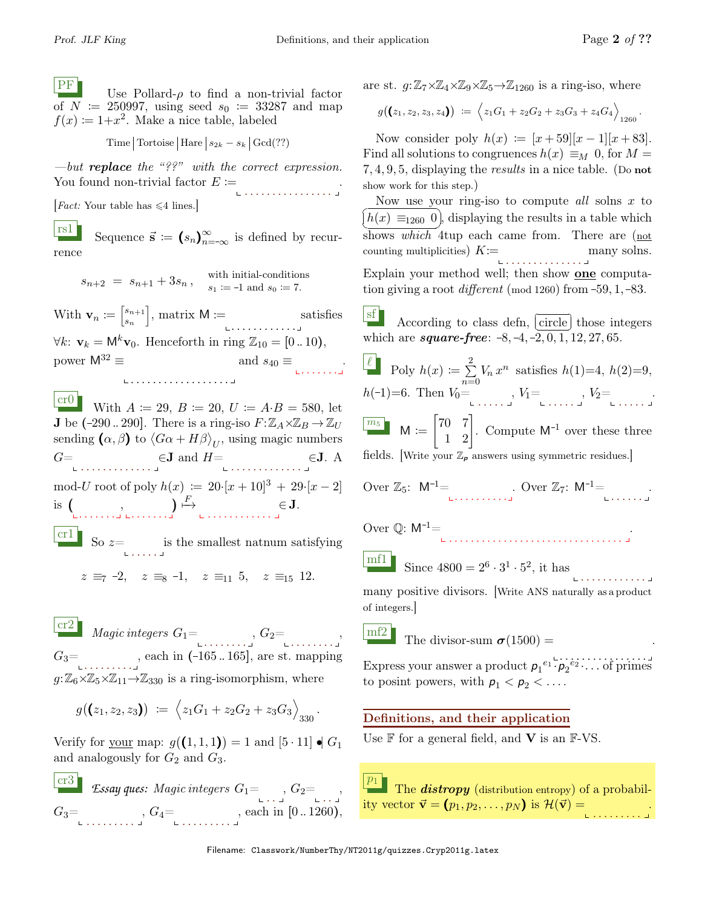**PF** Use Pollard-$\rho$ to find a non-trivial factor of $N := 250997$, using seed $s_0 := 33287$ and map $f(x) := 1+x^2$. Make a nice table, labeled

Time | Tortoise | Hare | $s_{2k} - s_k$ | Gcd(??)

—but ***replace*** *the "??" with the correct expression.* You found non-trivial factor $E :=$ \_\_\_\_\_\_\_\_\_\_\_\_\_\_\_\_.

[*Fact:* Your table has $\leqslant$4 lines.]

**rs1** Sequence $\vec{\mathbf{s}} := (s_n)_{n=-\infty}^{\infty}$ is defined by recurrence

$$s_{n+2} = s_{n+1} + 3s_n, \quad \text{with initial-conditions } s_1 := \text{-}1 \text{ and } s_0 := 7.$$

With $\mathbf{v}_n := \begin{bmatrix} s_{n+1} \\ s_n \end{bmatrix}$, matrix $\mathsf{M} :=$ \_\_\_\_\_\_\_\_\_\_\_\_ satisfies $\forall k$: $\mathbf{v}_k = \mathsf{M}^k \mathbf{v}_0$. Henceforth in ring $\mathbb{Z}_{10} = [0\,..\,10)$, power $\mathsf{M}^{32} \equiv$ \_\_\_\_\_\_\_\_\_\_\_\_\_\_\_\_\_\_ and $s_{40} \equiv$ \_\_\_\_\_\_\_\_.

**cr0** With $A := 29$, $B := 20$, $U := A \cdot B = 580$, let $\mathbf{J}$ be $(\text{-}290\,..\,290]$. There is a ring-iso $F: \mathbb{Z}_A \times \mathbb{Z}_B \to \mathbb{Z}_U$ sending $(\alpha, \beta)$ to $\langle G\alpha + H\beta \rangle_U$, using magic numbers $G=$ \_\_\_\_\_\_\_\_\_\_\_\_\_\_ $\in \mathbf{J}$ and $H=$ \_\_\_\_\_\_\_\_\_\_\_\_\_\_ $\in \mathbf{J}$. A mod-$U$ root of poly $h(x) := 20 \cdot [x + 10]^3 + 29 \cdot [x - 2]$ is $($ \_\_\_\_\_\_ , \_\_\_\_\_\_ $) \overset{F}{\mapsto}$ \_\_\_\_\_\_\_\_\_\_\_\_ $\in \mathbf{J}$.

**cr1** So $z=$ \_\_\_\_\_\_ is the smallest natnum satisfying

$$z \equiv_7 \text{-}2, \quad z \equiv_8 \text{-}1, \quad z \equiv_{11} 5, \quad z \equiv_{15} 12.$$

**cr2** *Magic integers* $G_1=$ \_\_\_\_\_\_\_\_\_, $G_2=$ \_\_\_\_\_\_\_\_\_, $G_3=$ \_\_\_\_\_\_\_\_\_\_, each in $(\text{-}165\,..\,165]$, are st. mapping $g: \mathbb{Z}_6 \times \mathbb{Z}_5 \times \mathbb{Z}_{11} \to \mathbb{Z}_{330}$ is a ring-isomorphism, where

$$g((z_1, z_2, z_3)) := \Big\langle z_1 G_1 + z_2 G_2 + z_3 G_3 \Big\rangle_{330}.$$

Verify for your map: $g((1,1,1)) = 1$ and $[5 \cdot 11] \bullet\!\!| \; G_1$ and analogously for $G_2$ and $G_3$.

**cr3** *Essay ques: Magic integers* $G_1=$ \_\_\_, $G_2=$ \_\_\_, $G_3=$ \_\_\_\_\_\_\_\_\_\_, $G_4=$ \_\_\_\_\_\_\_\_\_\_, each in $[0\,..\,1260)$, are st. $g: \mathbb{Z}_7 \times \mathbb{Z}_4 \times \mathbb{Z}_9 \times \mathbb{Z}_5 \to \mathbb{Z}_{1260}$ is a ring-iso, where

$$g((z_1, z_2, z_3, z_4)) := \Big\langle z_1 G_1 + z_2 G_2 + z_3 G_3 + z_4 G_4 \Big\rangle_{1260}.$$

Now consider poly $h(x) := [x + 59][x - 1][x + 83]$. Find all solutions to congruences $h(x) \equiv_M 0$, for $M = 7, 4, 9, 5$, displaying the *results* in a nice table. (Do **not** show work for this step.)

Now use your ring-iso to compute *all* solns $x$ to $h(x) \equiv_{1260} 0$, displaying the results in a table which shows *which* 4tup each came from. There are (not counting multiplicities) $K:=$ \_\_\_\_\_\_\_\_\_\_\_\_\_\_ many solns. Explain your method well; then show **one** computation giving a root *different* (mod 1260) from $\text{-}59, 1, \text{-}83$.

**sf** According to class defn, circle those integers which are ***square-free***: $\text{-}8, \text{-}4, \text{-}2, 0, 1, 12, 27, 65$.

**$\ell$** Poly $h(x) := \sum_{n=0}^{2} V_n x^n$ satisfies $h(1)=4$, $h(2)=9$, $h(\text{-}1)=6$. Then $V_0=$ \_\_\_\_\_\_, $V_1=$ \_\_\_\_\_\_, $V_2=$ \_\_\_\_\_\_.

**$m_5$** $\mathsf{M} := \begin{bmatrix} 70 & 7 \\ 1 & 2 \end{bmatrix}$. Compute $\mathsf{M}^{-1}$ over these three fields. [Write your $\mathbb{Z}_p$ answers using symmetric residues.]

Over $\mathbb{Z}_5$: $\mathsf{M}^{-1}=$ \_\_\_\_\_\_\_\_\_\_\_. Over $\mathbb{Z}_7$: $\mathsf{M}^{-1}=$ \_\_\_\_\_\_\_.

Over $\mathbb{Q}$: $\mathsf{M}^{-1}=$ \_\_\_\_\_\_\_\_\_\_\_\_\_\_\_\_\_\_\_\_\_\_\_\_\_\_\_\_\_\_\_\_\_.

**mf1** Since $4800 = 2^6 \cdot 3^1 \cdot 5^2$, it has \_\_\_\_\_\_\_\_\_\_\_\_\_ many positive divisors. [Write ANS naturally as a product of integers.]

**mf2** The divisor-sum $\boldsymbol{\sigma}(1500) =$ \_\_\_\_\_\_\_\_\_\_\_\_\_\_\_\_\_.

Express your answer a product $p_1^{e_1} \cdot p_2^{e_2} \cdot \ldots$ of primes to posint powers, with $p_1 < p_2 < \ldots$.

## Definitions, and their application

Use $\mathbb{F}$ for a general field, and $\mathbf{V}$ is an $\mathbb{F}$-VS.

**$p_1$** The ***distropy*** (distribution entropy) of a probability vector $\vec{\mathbf{v}} = (p_1, p_2, \ldots, p_N)$ is $\mathcal{H}(\vec{\mathbf{v}}) =$ \_\_\_\_\_\_\_\_\_\_.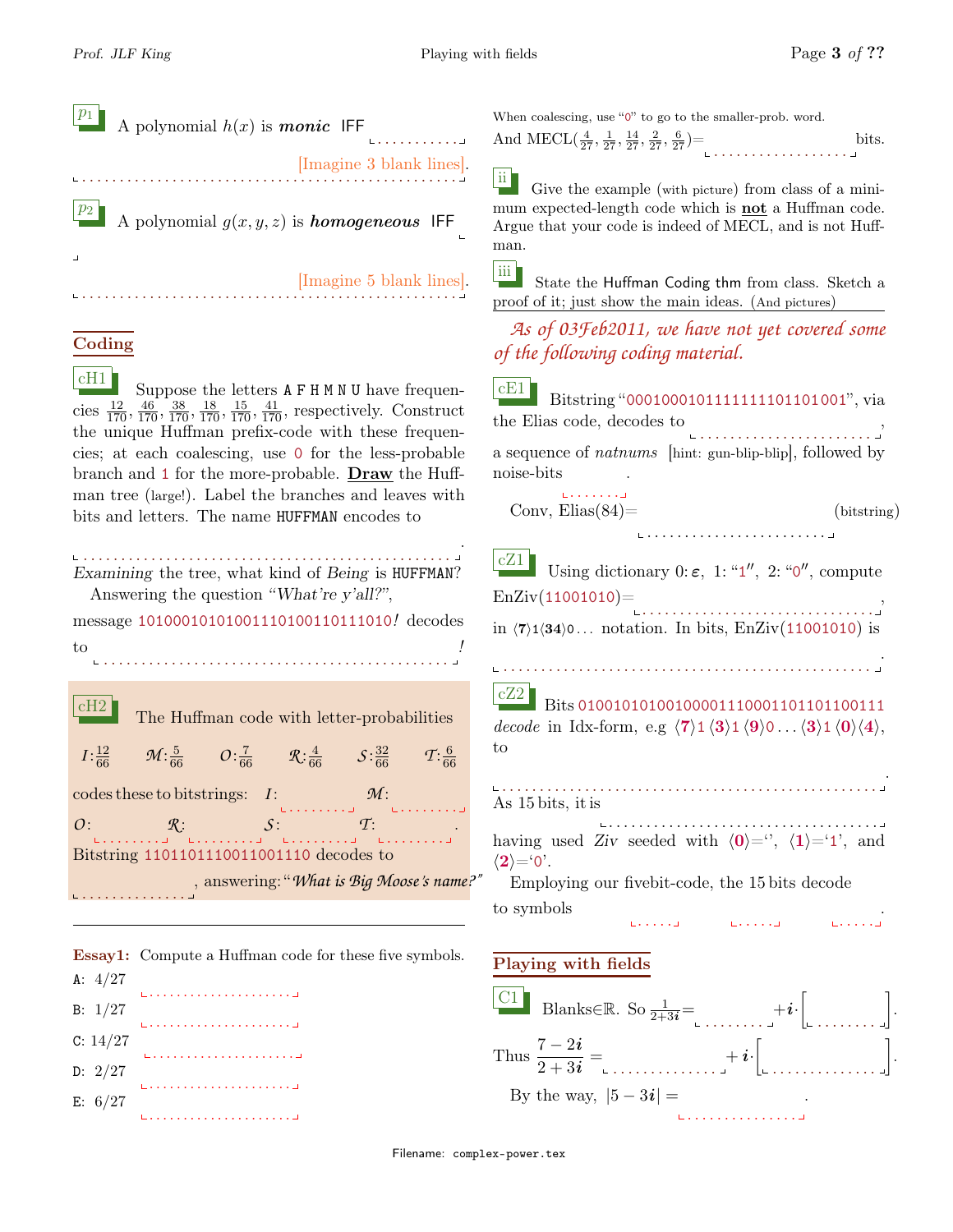**p1** A polynomial $h(x)$ is ***monic*** IFF ............

[Imagine 3 blank lines].

**p2** A polynomial $g(x,y,z)$ is ***homogeneous*** IFF

[Imagine 5 blank lines].

## Coding

**cH1** Suppose the letters A F H M N U have frequencies $\frac{12}{170}, \frac{46}{170}, \frac{38}{170}, \frac{18}{170}, \frac{15}{170}, \frac{41}{170}$, respectively. Construct the unique Huffman prefix-code with these frequencies; at each coalescing, use 0 for the less-probable branch and 1 for the more-probable. **Draw** the Huffman tree (large!). Label the branches and leaves with bits and letters. The name HUFFMAN encodes to

...................................................

*Examining* the tree, what kind of *Being* is HUFFMAN?

Answering the question "*What're y'all?*",

message 101000101010011101001101110*10!* decodes to ...............................................*!*

**cH2** The Huffman code with letter-probabilities

$\mathcal{I}$: $\frac{12}{66}$ $\mathcal{M}$: $\frac{5}{66}$ $\mathcal{O}$: $\frac{7}{66}$ $\mathcal{R}$: $\frac{4}{66}$ $\mathcal{S}$: $\frac{32}{66}$ $\mathcal{T}$: $\frac{6}{66}$

codes these to bitstrings: $\mathcal{I}$: .......... $\mathcal{M}$: .......... $\mathcal{O}$: .......... $\mathcal{R}$: .......... $\mathcal{S}$: .......... $\mathcal{T}$: .......... .

Bitstring 1101101110011001110 decodes to ..............., answering: "*What is Big Moose's name?*"

---

**Essay1:** Compute a Huffman code for these five symbols.

A: 4/27 ......................

B: 1/27 ......................

C: 14/27 ......................

D: 2/27 ......................

E: 6/27 ......................

When coalescing, use "0" to go to the smaller-prob. word.

And MECL$(\frac{4}{27}, \frac{1}{27}, \frac{14}{27}, \frac{2}{27}, \frac{6}{27})$= .................. bits.

**ii** Give the example (with picture) from class of a minimum expected-length code which is **not** a Huffman code. Argue that your code is indeed of MECL, and is not Huffman.

**iii** State the Huffman Coding thm from class. Sketch a proof of it; just show the main ideas. (And pictures)

---

*As of 03Feb2011, we have not yet covered some of the following coding material.*

**cE1** Bitstring "00010001011111111101101001", via the Elias code, decodes to ........................, a sequence of *natnums* [hint: gun-blip-blip], followed by noise-bits ........ .

Conv, Elias(84)= ........................ (bitstring)

**cZ1** Using dictionary 0: $\varepsilon$, 1: "1", 2: "0", compute EnZiv(11001010)= ..............................., in $\langle 7\rangle 1\langle 34\rangle 0\ldots$ notation. In bits, EnZiv(11001010) is

..................................................

**cZ2** Bits 0100101010010000111000110110110011*1* *decode* in Idx-form, e.g $\langle 7\rangle 1 \langle 3\rangle 1 \langle 9\rangle 0 \ldots \langle 3\rangle 1 \langle 0\rangle\langle 4\rangle$, to

..................................................

As 15 bits, it is ......................................

having used *Ziv* seeded with $\langle 0\rangle$=‘’, $\langle 1\rangle$=‘1’, and $\langle 2\rangle$=‘0’.

Employing our fivebit-code, the 15 bits decode to symbols ...... ...... ...... .

## Playing with fields

**C1** Blanks$\in\mathbb{R}$. So $\frac{1}{2+3\boldsymbol{i}}$= .......... $+\boldsymbol{i}\cdot$[ .......... ].

Thus $\dfrac{7-2\boldsymbol{i}}{2+3\boldsymbol{i}}$ = ............... $+\boldsymbol{i}\cdot$[ ............... ].

By the way, $|5-3\boldsymbol{i}|$ = ............... .

Filename: complex-power.tex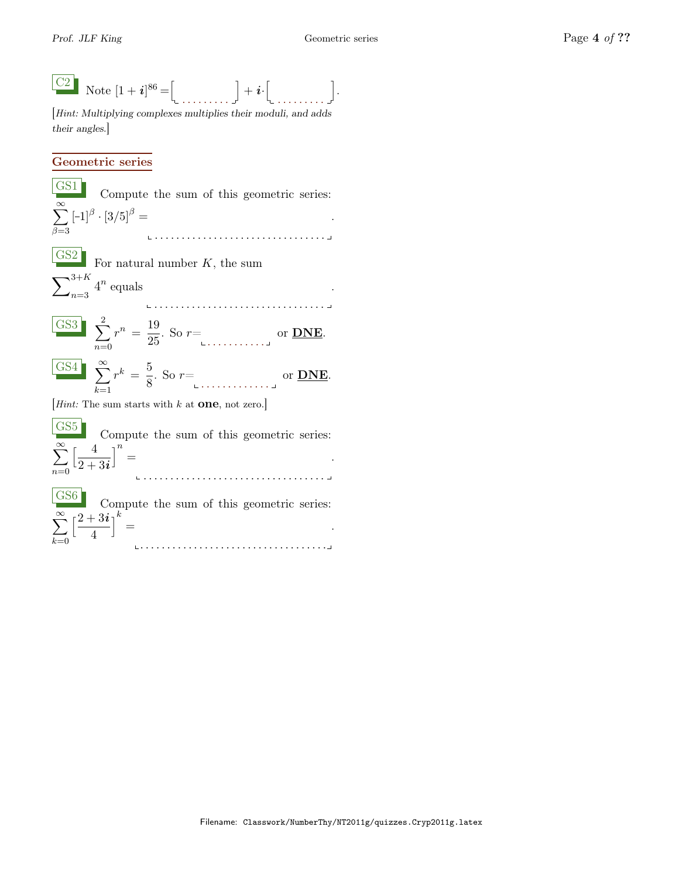**C2** Note $[1 + \boldsymbol{i}]^{86} = [\ \ldots\ldots\ldots\ ] + \boldsymbol{i} \cdot [\ \ldots\ldots\ldots\ ]$.

[*Hint: Multiplying complexes multiplies their moduli, and adds their angles.*]

## Geometric series

**GS1** Compute the sum of this geometric series: $\sum_{\beta=3}^{\infty} [-1]^{\beta} \cdot [3/5]^{\beta} =$ ................................ .

**GS2** For natural number $K$, the sum $\sum_{n=3}^{3+K} 4^n$ equals ................................ .

**GS3** $\sum_{n=0}^{2} r^n = \frac{19}{25}$. So $r=$ ........... or **DNE**.

**GS4** $\sum_{k=1}^{\infty} r^k = \frac{5}{8}$. So $r=$ ............. or **DNE**.

[*Hint:* The sum starts with $k$ at **one**, not zero.]

**GS5** Compute the sum of this geometric series: $\sum_{n=0}^{\infty} \left[\frac{4}{2+3\boldsymbol{i}}\right]^n =$ .................................. .

**GS6** Compute the sum of this geometric series: $\sum_{k=0}^{\infty} \left[\frac{2+3\boldsymbol{i}}{4}\right]^k =$ .................................. .